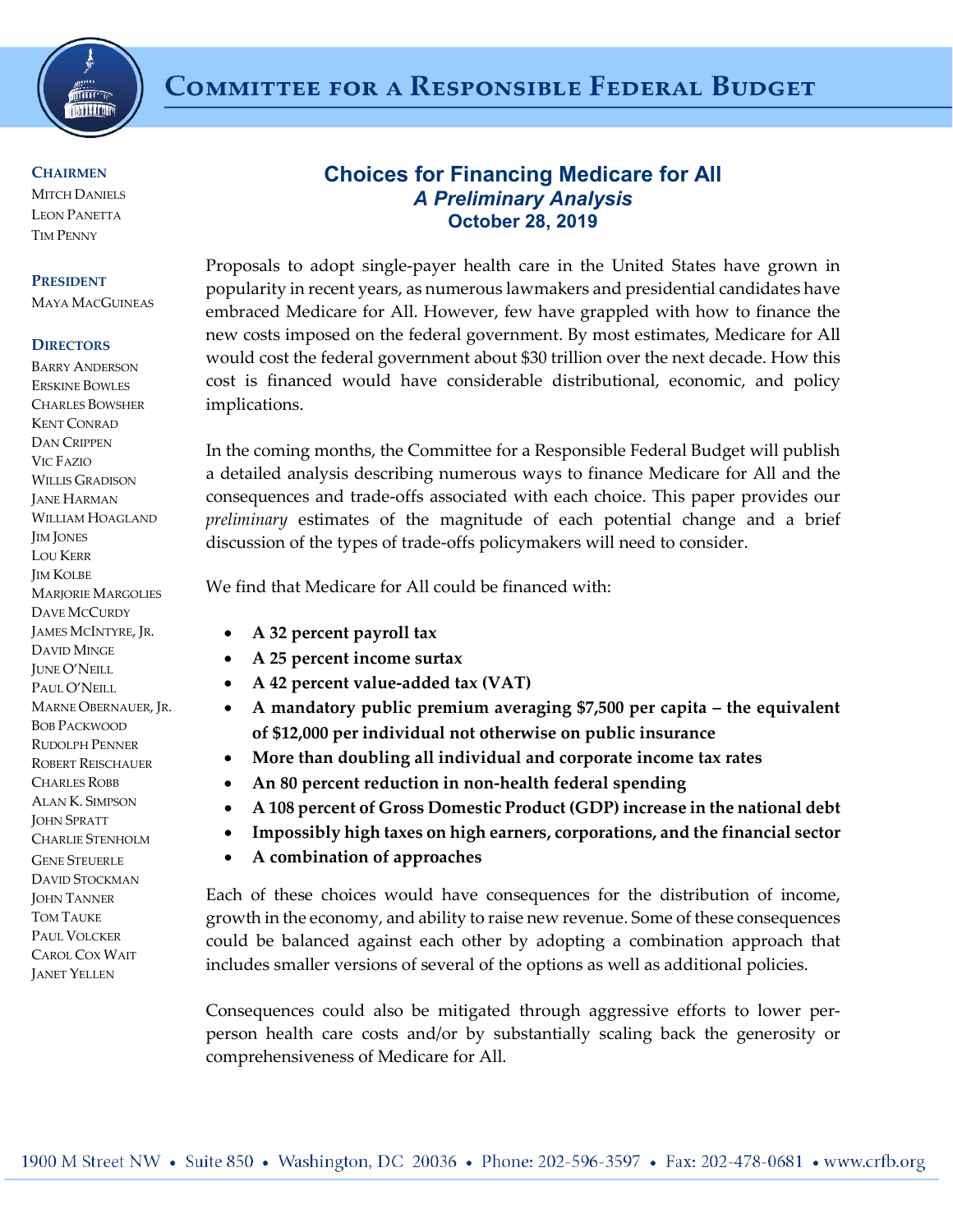# Committee for a Responsible Federal Budget

**Chairmen**
Mitch Daniels
Leon Panetta
Tim Penny

**President**
Maya MacGuineas

**Directors**
Barry Anderson
Erskine Bowles
Charles Bowsher
Kent Conrad
Dan Crippen
Vic Fazio
Willis Gradison
Jane Harman
William Hoagland
Jim Jones
Lou Kerr
Jim Kolbe
Marjorie Margolies
Dave McCurdy
James McIntyre, Jr.
David Minge
June O'Neill
Paul O'Neill
Marne Obernauer, Jr.
Bob Packwood
Rudolph Penner
Robert Reischauer
Charles Robb
Alan K. Simpson
John Spratt
Charlie Stenholm
Gene Steuerle
David Stockman
John Tanner
Tom Tauke
Paul Volcker
Carol Cox Wait
Janet Yellen

## Choices for Financing Medicare for All
### *A Preliminary Analysis*
### October 28, 2019

Proposals to adopt single-payer health care in the United States have grown in popularity in recent years, as numerous lawmakers and presidential candidates have embraced Medicare for All. However, few have grappled with how to finance the new costs imposed on the federal government. By most estimates, Medicare for All would cost the federal government about $30 trillion over the next decade. How this cost is financed would have considerable distributional, economic, and policy implications.

In the coming months, the Committee for a Responsible Federal Budget will publish a detailed analysis describing numerous ways to finance Medicare for All and the consequences and trade-offs associated with each choice. This paper provides our *preliminary* estimates of the magnitude of each potential change and a brief discussion of the types of trade-offs policymakers will need to consider.

We find that Medicare for All could be financed with:

- **A 32 percent payroll tax**
- **A 25 percent income surtax**
- **A 42 percent value-added tax (VAT)**
- **A mandatory public premium averaging $7,500 per capita – the equivalent of $12,000 per individual not otherwise on public insurance**
- **More than doubling all individual and corporate income tax rates**
- **An 80 percent reduction in non-health federal spending**
- **A 108 percent of Gross Domestic Product (GDP) increase in the national debt**
- **Impossibly high taxes on high earners, corporations, and the financial sector**
- **A combination of approaches**

Each of these choices would have consequences for the distribution of income, growth in the economy, and ability to raise new revenue. Some of these consequences could be balanced against each other by adopting a combination approach that includes smaller versions of several of the options as well as additional policies.

Consequences could also be mitigated through aggressive efforts to lower per-person health care costs and/or by substantially scaling back the generosity or comprehensiveness of Medicare for All.

1900 M Street NW • Suite 850 • Washington, DC 20036 • Phone: 202-596-3597 • Fax: 202-478-0681 • www.crfb.org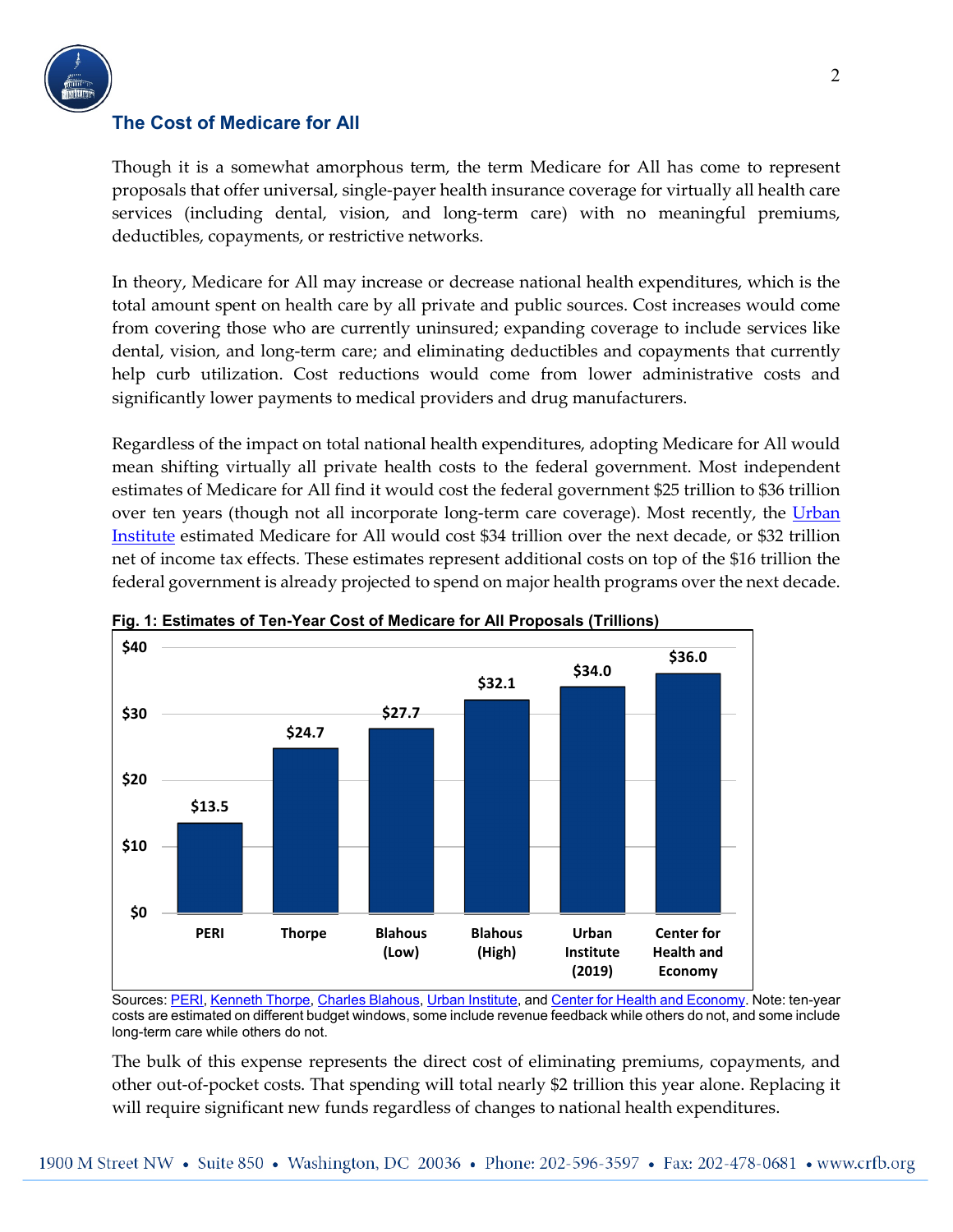## The Cost of Medicare for All

Though it is a somewhat amorphous term, the term Medicare for All has come to represent proposals that offer universal, single-payer health insurance coverage for virtually all health care services (including dental, vision, and long-term care) with no meaningful premiums, deductibles, copayments, or restrictive networks.

In theory, Medicare for All may increase or decrease national health expenditures, which is the total amount spent on health care by all private and public sources. Cost increases would come from covering those who are currently uninsured; expanding coverage to include services like dental, vision, and long-term care; and eliminating deductibles and copayments that currently help curb utilization. Cost reductions would come from lower administrative costs and significantly lower payments to medical providers and drug manufacturers.

Regardless of the impact on total national health expenditures, adopting Medicare for All would mean shifting virtually all private health costs to the federal government. Most independent estimates of Medicare for All find it would cost the federal government $25 trillion to $36 trillion over ten years (though not all incorporate long-term care coverage). Most recently, the Urban Institute estimated Medicare for All would cost $34 trillion over the next decade, or $32 trillion net of income tax effects. These estimates represent additional costs on top of the $16 trillion the federal government is already projected to spend on major health programs over the next decade.

**Fig. 1: Estimates of Ten-Year Cost of Medicare for All Proposals (Trillions)**

| Source | Ten-Year Cost (Trillions) |
|---|---|
| PERI | $13.5 |
| Thorpe | $24.7 |
| Blahous (Low) | $27.7 |
| Blahous (High) | $32.1 |
| Urban Institute (2019) | $34.0 |
| Center for Health and Economy | $36.0 |

Sources: PERI, Kenneth Thorpe, Charles Blahous, Urban Institute, and Center for Health and Economy. Note: ten-year costs are estimated on different budget windows, some include revenue feedback while others do not, and some include long-term care while others do not.

The bulk of this expense represents the direct cost of eliminating premiums, copayments, and other out-of-pocket costs. That spending will total nearly $2 trillion this year alone. Replacing it will require significant new funds regardless of changes to national health expenditures.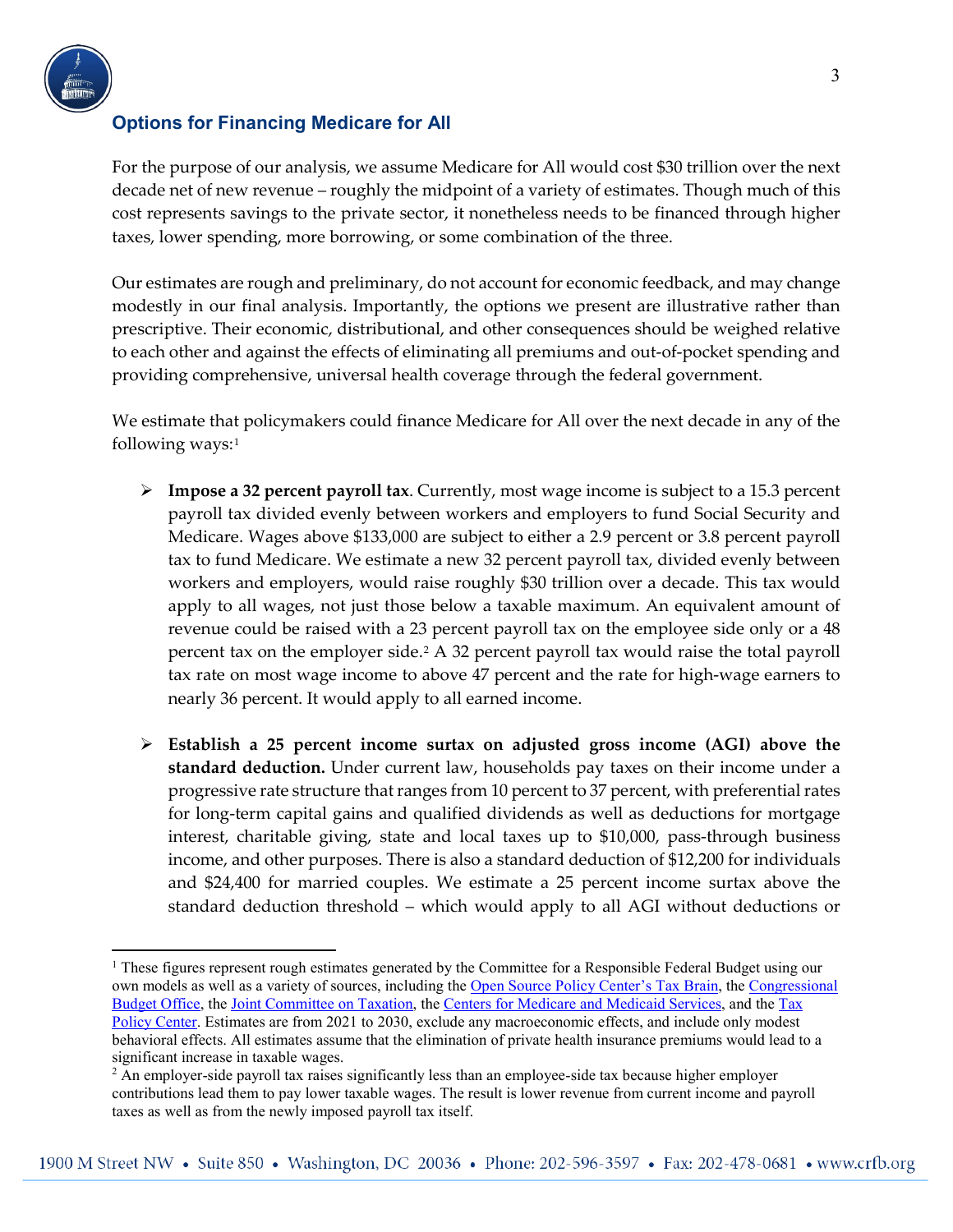### Options for Financing Medicare for All

For the purpose of our analysis, we assume Medicare for All would cost $30 trillion over the next decade net of new revenue – roughly the midpoint of a variety of estimates. Though much of this cost represents savings to the private sector, it nonetheless needs to be financed through higher taxes, lower spending, more borrowing, or some combination of the three.

Our estimates are rough and preliminary, do not account for economic feedback, and may change modestly in our final analysis. Importantly, the options we present are illustrative rather than prescriptive. Their economic, distributional, and other consequences should be weighed relative to each other and against the effects of eliminating all premiums and out-of-pocket spending and providing comprehensive, universal health coverage through the federal government.

We estimate that policymakers could finance Medicare for All over the next decade in any of the following ways:[1]

- **Impose a 32 percent payroll tax**. Currently, most wage income is subject to a 15.3 percent payroll tax divided evenly between workers and employers to fund Social Security and Medicare. Wages above $133,000 are subject to either a 2.9 percent or 3.8 percent payroll tax to fund Medicare. We estimate a new 32 percent payroll tax, divided evenly between workers and employers, would raise roughly $30 trillion over a decade. This tax would apply to all wages, not just those below a taxable maximum. An equivalent amount of revenue could be raised with a 23 percent payroll tax on the employee side only or a 48 percent tax on the employer side.[2] A 32 percent payroll tax would raise the total payroll tax rate on most wage income to above 47 percent and the rate for high-wage earners to nearly 36 percent. It would apply to all earned income.

- **Establish a 25 percent income surtax on adjusted gross income (AGI) above the standard deduction.** Under current law, households pay taxes on their income under a progressive rate structure that ranges from 10 percent to 37 percent, with preferential rates for long-term capital gains and qualified dividends as well as deductions for mortgage interest, charitable giving, state and local taxes up to $10,000, pass-through business income, and other purposes. There is also a standard deduction of $12,200 for individuals and $24,400 for married couples. We estimate a 25 percent income surtax above the standard deduction threshold – which would apply to all AGI without deductions or

---

[1] These figures represent rough estimates generated by the Committee for a Responsible Federal Budget using our own models as well as a variety of sources, including the Open Source Policy Center's Tax Brain, the Congressional Budget Office, the Joint Committee on Taxation, the Centers for Medicare and Medicaid Services, and the Tax Policy Center. Estimates are from 2021 to 2030, exclude any macroeconomic effects, and include only modest behavioral effects. All estimates assume that the elimination of private health insurance premiums would lead to a significant increase in taxable wages.

[2] An employer-side payroll tax raises significantly less than an employee-side tax because higher employer contributions lead them to pay lower taxable wages. The result is lower revenue from current income and payroll taxes as well as from the newly imposed payroll tax itself.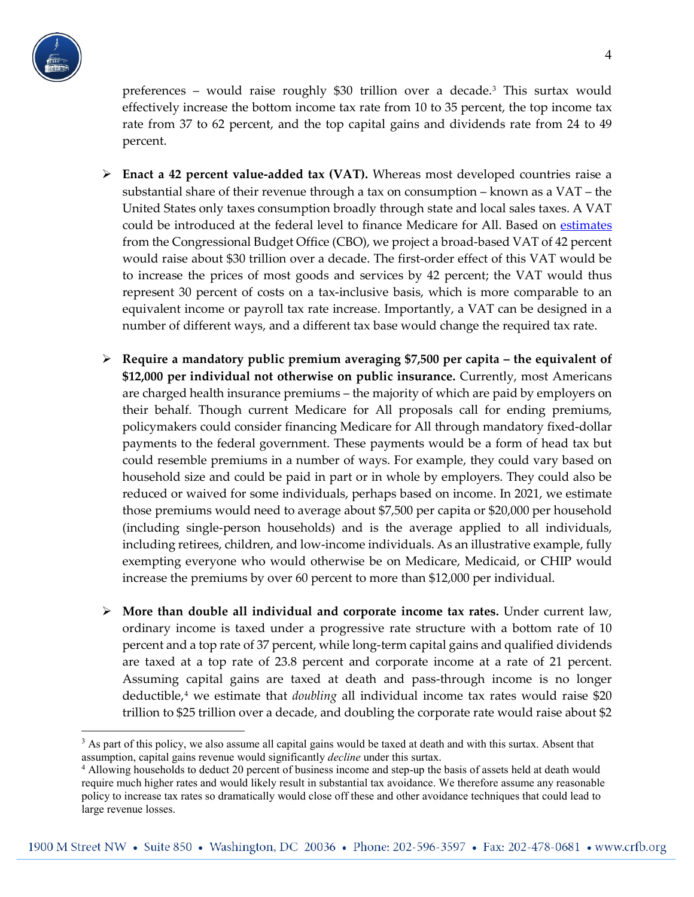preferences – would raise roughly $30 trillion over a decade.[3] This surtax would effectively increase the bottom income tax rate from 10 to 35 percent, the top income tax rate from 37 to 62 percent, and the top capital gains and dividends rate from 24 to 49 percent.

- **Enact a 42 percent value-added tax (VAT).** Whereas most developed countries raise a substantial share of their revenue through a tax on consumption – known as a VAT – the United States only taxes consumption broadly through state and local sales taxes. A VAT could be introduced at the federal level to finance Medicare for All. Based on estimates from the Congressional Budget Office (CBO), we project a broad-based VAT of 42 percent would raise about $30 trillion over a decade. The first-order effect of this VAT would be to increase the prices of most goods and services by 42 percent; the VAT would thus represent 30 percent of costs on a tax-inclusive basis, which is more comparable to an equivalent income or payroll tax rate increase. Importantly, a VAT can be designed in a number of different ways, and a different tax base would change the required tax rate.

- **Require a mandatory public premium averaging $7,500 per capita – the equivalent of $12,000 per individual not otherwise on public insurance.** Currently, most Americans are charged health insurance premiums – the majority of which are paid by employers on their behalf. Though current Medicare for All proposals call for ending premiums, policymakers could consider financing Medicare for All through mandatory fixed-dollar payments to the federal government. These payments would be a form of head tax but could resemble premiums in a number of ways. For example, they could vary based on household size and could be paid in part or in whole by employers. They could also be reduced or waived for some individuals, perhaps based on income. In 2021, we estimate those premiums would need to average about $7,500 per capita or $20,000 per household (including single-person households) and is the average applied to all individuals, including retirees, children, and low-income individuals. As an illustrative example, fully exempting everyone who would otherwise be on Medicare, Medicaid, or CHIP would increase the premiums by over 60 percent to more than $12,000 per individual.

- **More than double all individual and corporate income tax rates.** Under current law, ordinary income is taxed under a progressive rate structure with a bottom rate of 10 percent and a top rate of 37 percent, while long-term capital gains and qualified dividends are taxed at a top rate of 23.8 percent and corporate income at a rate of 21 percent. Assuming capital gains are taxed at death and pass-through income is no longer deductible,[4] we estimate that *doubling* all individual income tax rates would raise $20 trillion to $25 trillion over a decade, and doubling the corporate rate would raise about $2

---

[3] As part of this policy, we also assume all capital gains would be taxed at death and with this surtax. Absent that assumption, capital gains revenue would significantly *decline* under this surtax.

[4] Allowing households to deduct 20 percent of business income and step-up the basis of assets held at death would require much higher rates and would likely result in substantial tax avoidance. We therefore assume any reasonable policy to increase tax rates so dramatically would close off these and other avoidance techniques that could lead to large revenue losses.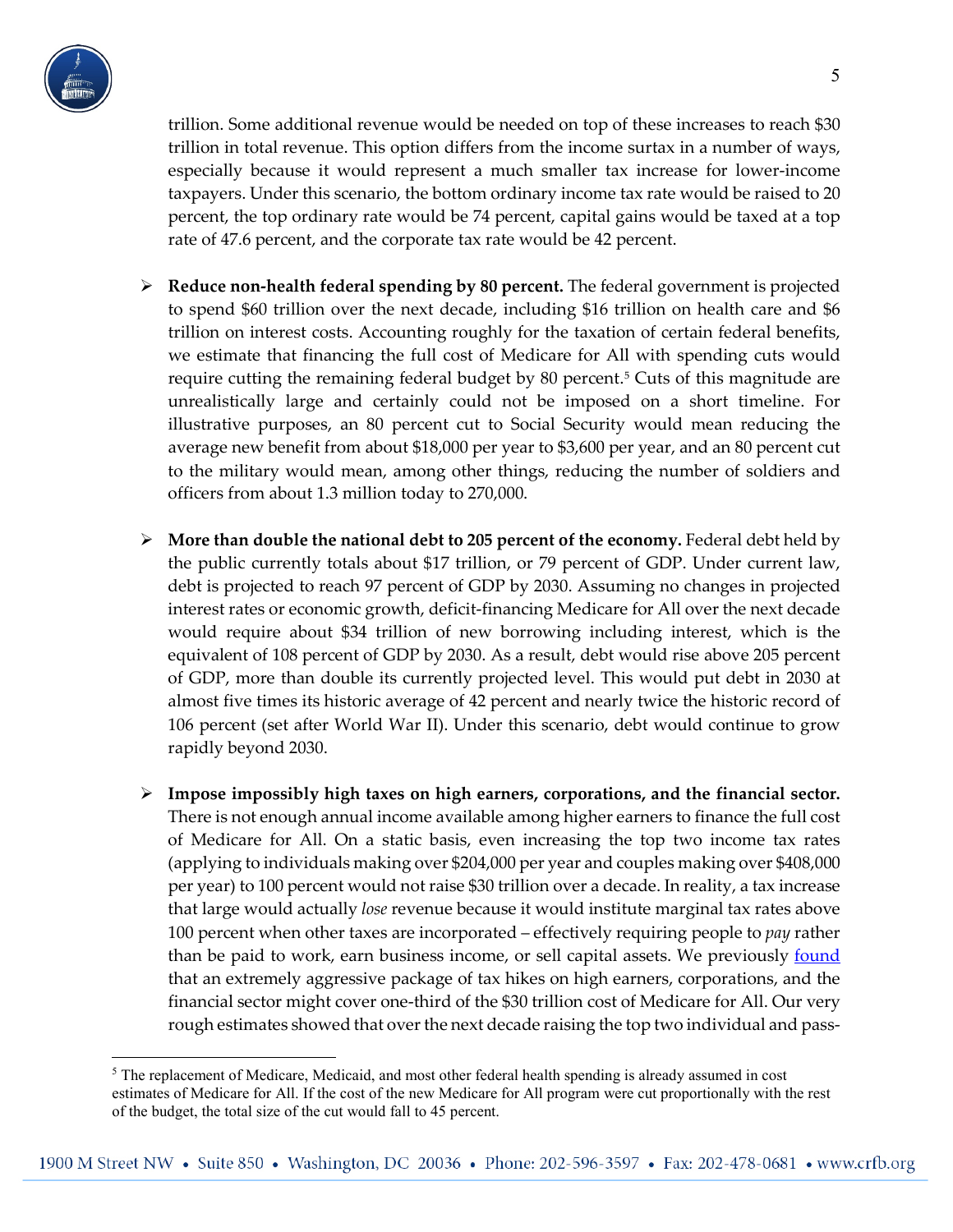trillion. Some additional revenue would be needed on top of these increases to reach $30 trillion in total revenue. This option differs from the income surtax in a number of ways, especially because it would represent a much smaller tax increase for lower-income taxpayers. Under this scenario, the bottom ordinary income tax rate would be raised to 20 percent, the top ordinary rate would be 74 percent, capital gains would be taxed at a top rate of 47.6 percent, and the corporate tax rate would be 42 percent.

- **Reduce non-health federal spending by 80 percent.** The federal government is projected to spend $60 trillion over the next decade, including $16 trillion on health care and $6 trillion on interest costs. Accounting roughly for the taxation of certain federal benefits, we estimate that financing the full cost of Medicare for All with spending cuts would require cutting the remaining federal budget by 80 percent.[5] Cuts of this magnitude are unrealistically large and certainly could not be imposed on a short timeline. For illustrative purposes, an 80 percent cut to Social Security would mean reducing the average new benefit from about $18,000 per year to $3,600 per year, and an 80 percent cut to the military would mean, among other things, reducing the number of soldiers and officers from about 1.3 million today to 270,000.

- **More than double the national debt to 205 percent of the economy.** Federal debt held by the public currently totals about $17 trillion, or 79 percent of GDP. Under current law, debt is projected to reach 97 percent of GDP by 2030. Assuming no changes in projected interest rates or economic growth, deficit-financing Medicare for All over the next decade would require about $34 trillion of new borrowing including interest, which is the equivalent of 108 percent of GDP by 2030. As a result, debt would rise above 205 percent of GDP, more than double its currently projected level. This would put debt in 2030 at almost five times its historic average of 42 percent and nearly twice the historic record of 106 percent (set after World War II). Under this scenario, debt would continue to grow rapidly beyond 2030.

- **Impose impossibly high taxes on high earners, corporations, and the financial sector.** There is not enough annual income available among higher earners to finance the full cost of Medicare for All. On a static basis, even increasing the top two income tax rates (applying to individuals making over $204,000 per year and couples making over $408,000 per year) to 100 percent would not raise $30 trillion over a decade. In reality, a tax increase that large would actually *lose* revenue because it would institute marginal tax rates above 100 percent when other taxes are incorporated – effectively requiring people to *pay* rather than be paid to work, earn business income, or sell capital assets. We previously found that an extremely aggressive package of tax hikes on high earners, corporations, and the financial sector might cover one-third of the $30 trillion cost of Medicare for All. Our very rough estimates showed that over the next decade raising the top two individual and pass-

[5] The replacement of Medicare, Medicaid, and most other federal health spending is already assumed in cost estimates of Medicare for All. If the cost of the new Medicare for All program were cut proportionally with the rest of the budget, the total size of the cut would fall to 45 percent.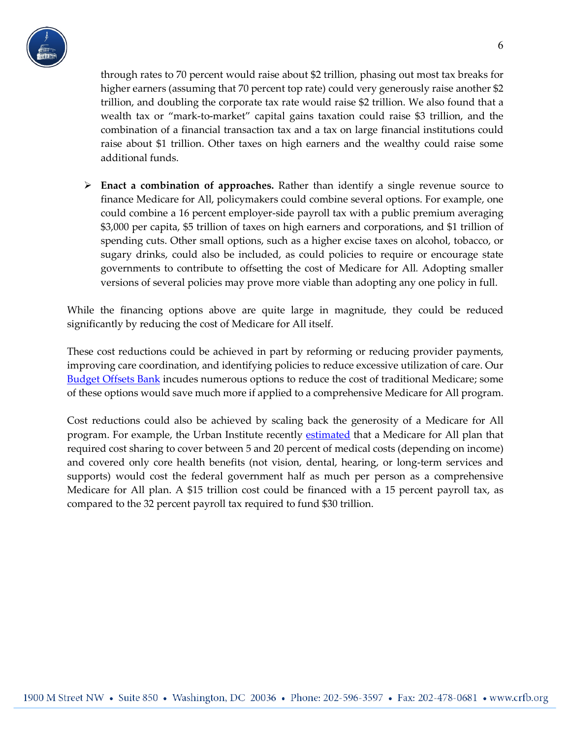through rates to 70 percent would raise about $2 trillion, phasing out most tax breaks for higher earners (assuming that 70 percent top rate) could very generously raise another $2 trillion, and doubling the corporate tax rate would raise $2 trillion. We also found that a wealth tax or "mark-to-market" capital gains taxation could raise $3 trillion, and the combination of a financial transaction tax and a tax on large financial institutions could raise about $1 trillion. Other taxes on high earners and the wealthy could raise some additional funds.

- **Enact a combination of approaches.** Rather than identify a single revenue source to finance Medicare for All, policymakers could combine several options. For example, one could combine a 16 percent employer-side payroll tax with a public premium averaging $3,000 per capita, $5 trillion of taxes on high earners and corporations, and $1 trillion of spending cuts. Other small options, such as a higher excise taxes on alcohol, tobacco, or sugary drinks, could also be included, as could policies to require or encourage state governments to contribute to offsetting the cost of Medicare for All. Adopting smaller versions of several policies may prove more viable than adopting any one policy in full.

While the financing options above are quite large in magnitude, they could be reduced significantly by reducing the cost of Medicare for All itself.

These cost reductions could be achieved in part by reforming or reducing provider payments, improving care coordination, and identifying policies to reduce excessive utilization of care. Our Budget Offsets Bank incudes numerous options to reduce the cost of traditional Medicare; some of these options would save much more if applied to a comprehensive Medicare for All program.

Cost reductions could also be achieved by scaling back the generosity of a Medicare for All program. For example, the Urban Institute recently estimated that a Medicare for All plan that required cost sharing to cover between 5 and 20 percent of medical costs (depending on income) and covered only core health benefits (not vision, dental, hearing, or long-term services and supports) would cost the federal government half as much per person as a comprehensive Medicare for All plan. A $15 trillion cost could be financed with a 15 percent payroll tax, as compared to the 32 percent payroll tax required to fund $30 trillion.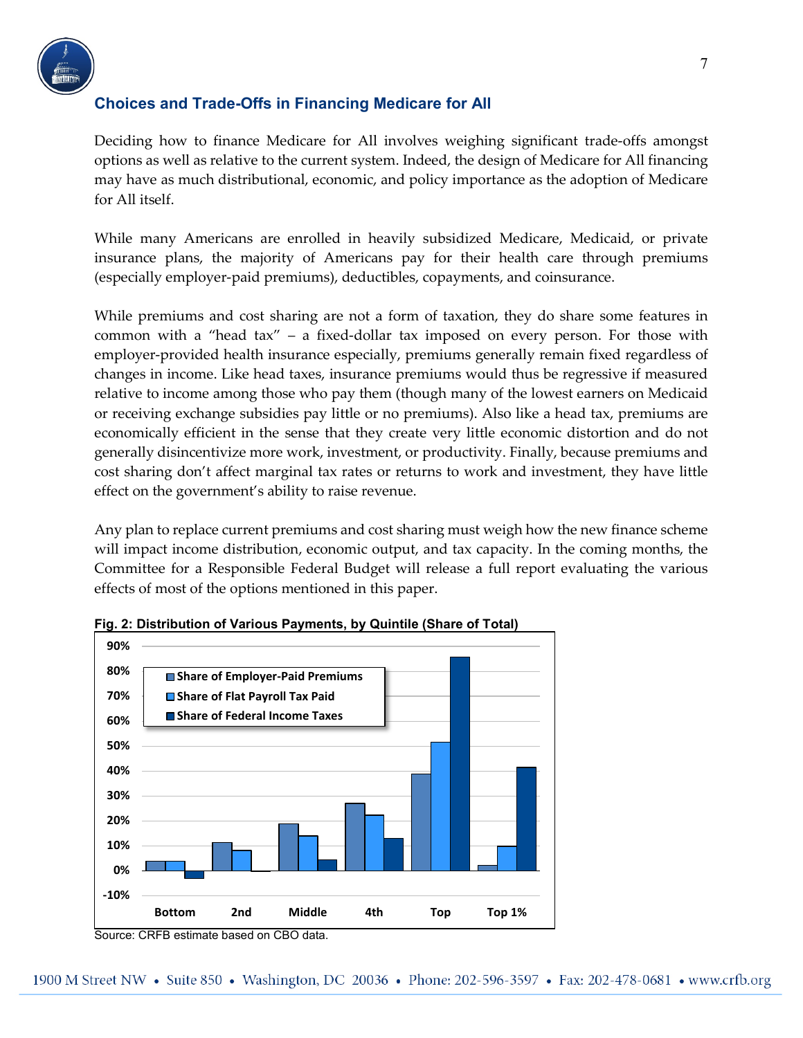## Choices and Trade-Offs in Financing Medicare for All

Deciding how to finance Medicare for All involves weighing significant trade-offs amongst options as well as relative to the current system. Indeed, the design of Medicare for All financing may have as much distributional, economic, and policy importance as the adoption of Medicare for All itself.

While many Americans are enrolled in heavily subsidized Medicare, Medicaid, or private insurance plans, the majority of Americans pay for their health care through premiums (especially employer-paid premiums), deductibles, copayments, and coinsurance.

While premiums and cost sharing are not a form of taxation, they do share some features in common with a "head tax" – a fixed-dollar tax imposed on every person. For those with employer-provided health insurance especially, premiums generally remain fixed regardless of changes in income. Like head taxes, insurance premiums would thus be regressive if measured relative to income among those who pay them (though many of the lowest earners on Medicaid or receiving exchange subsidies pay little or no premiums). Also like a head tax, premiums are economically efficient in the sense that they create very little economic distortion and do not generally disincentivize more work, investment, or productivity. Finally, because premiums and cost sharing don't affect marginal tax rates or returns to work and investment, they have little effect on the government's ability to raise revenue.

Any plan to replace current premiums and cost sharing must weigh how the new finance scheme will impact income distribution, economic output, and tax capacity. In the coming months, the Committee for a Responsible Federal Budget will release a full report evaluating the various effects of most of the options mentioned in this paper.

**Fig. 2: Distribution of Various Payments, by Quintile (Share of Total)**

| | Share of Employer-Paid Premiums | Share of Flat Payroll Tax Paid | Share of Federal Income Taxes |
|---|---|---|---|
| Bottom | 4% | 4% | -3% |
| 2nd | 11% | 8% | 0% |
| Middle | 19% | 14% | 4% |
| 4th | 27% | 22% | 13% |
| Top | 39% | 51% | 85% |
| Top 1% | 2% | 10% | 41% |

Source: CRFB estimate based on CBO data.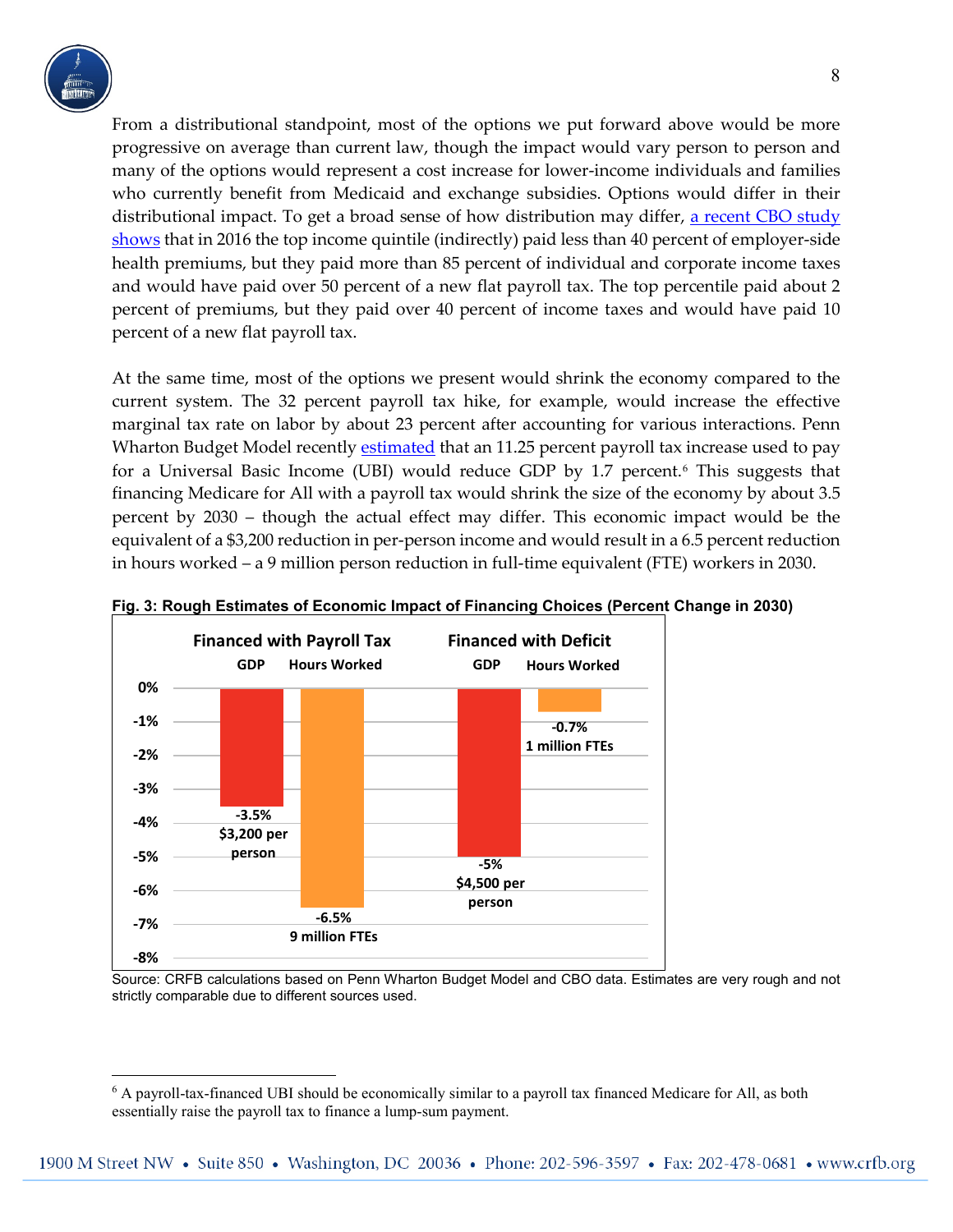From a distributional standpoint, most of the options we put forward above would be more progressive on average than current law, though the impact would vary person to person and many of the options would represent a cost increase for lower-income individuals and families who currently benefit from Medicaid and exchange subsidies. Options would differ in their distributional impact. To get a broad sense of how distribution may differ, a recent CBO study shows that in 2016 the top income quintile (indirectly) paid less than 40 percent of employer-side health premiums, but they paid more than 85 percent of individual and corporate income taxes and would have paid over 50 percent of a new flat payroll tax. The top percentile paid about 2 percent of premiums, but they paid over 40 percent of income taxes and would have paid 10 percent of a new flat payroll tax.

At the same time, most of the options we present would shrink the economy compared to the current system. The 32 percent payroll tax hike, for example, would increase the effective marginal tax rate on labor by about 23 percent after accounting for various interactions. Penn Wharton Budget Model recently estimated that an 11.25 percent payroll tax increase used to pay for a Universal Basic Income (UBI) would reduce GDP by 1.7 percent.[6] This suggests that financing Medicare for All with a payroll tax would shrink the size of the economy by about 3.5 percent by 2030 – though the actual effect may differ. This economic impact would be the equivalent of a $3,200 reduction in per-person income and would result in a 6.5 percent reduction in hours worked – a 9 million person reduction in full-time equivalent (FTE) workers in 2030.

**Fig. 3: Rough Estimates of Economic Impact of Financing Choices (Percent Change in 2030)**

| | Financed with Payroll Tax | | Financed with Deficit | |
|---|---|---|---|---|
| | GDP | Hours Worked | GDP | Hours Worked |
| Percent change | -3.5% | -6.5% | -5% | -0.7% |
| Impact | $3,200 per person | 9 million FTEs | $4,500 per person | 1 million FTEs |

Source: CRFB calculations based on Penn Wharton Budget Model and CBO data. Estimates are very rough and not strictly comparable due to different sources used.

---

[6] A payroll-tax-financed UBI should be economically similar to a payroll tax financed Medicare for All, as both essentially raise the payroll tax to finance a lump-sum payment.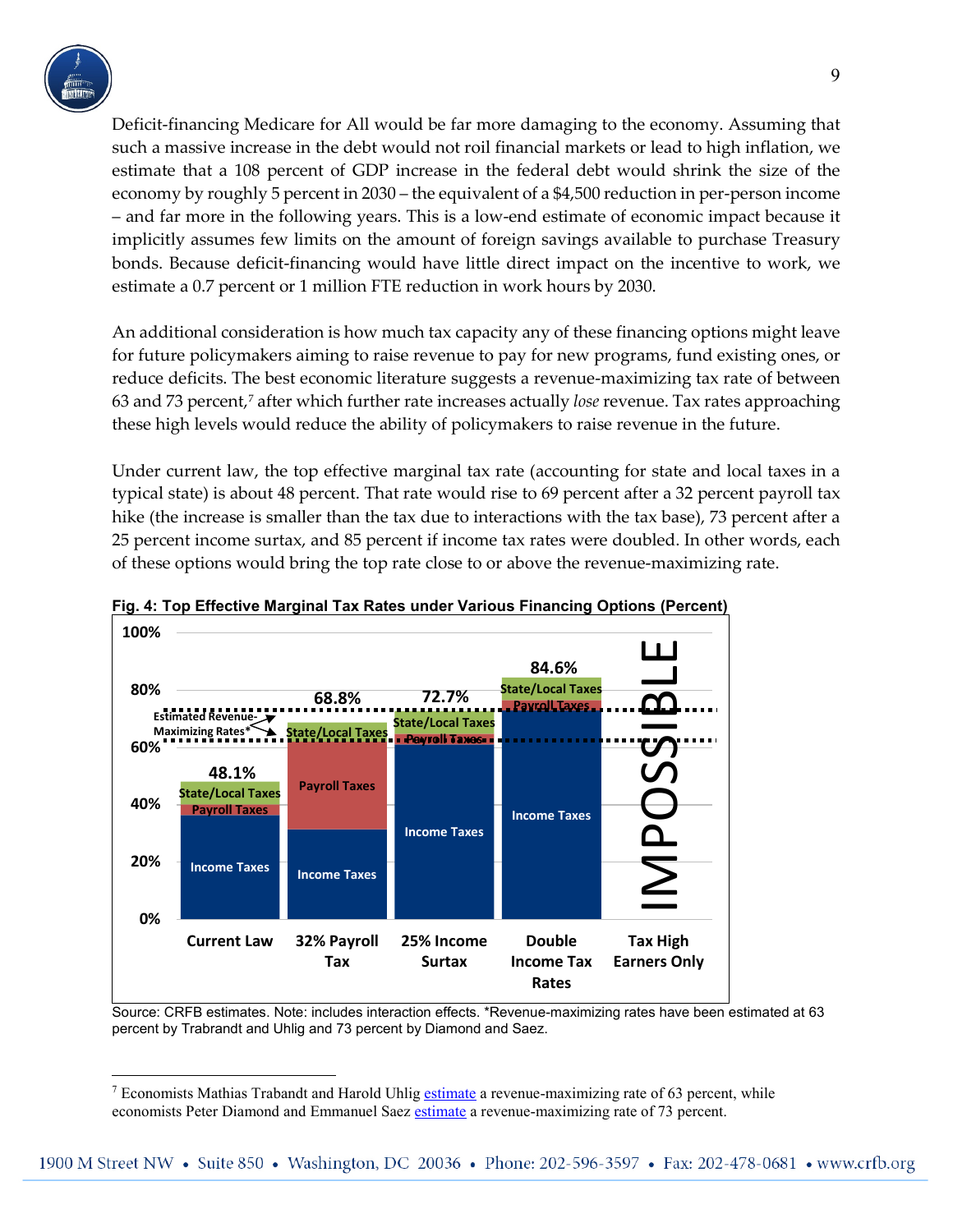Deficit-financing Medicare for All would be far more damaging to the economy. Assuming that such a massive increase in the debt would not roil financial markets or lead to high inflation, we estimate that a 108 percent of GDP increase in the federal debt would shrink the size of the economy by roughly 5 percent in 2030 – the equivalent of a $4,500 reduction in per-person income – and far more in the following years. This is a low-end estimate of economic impact because it implicitly assumes few limits on the amount of foreign savings available to purchase Treasury bonds. Because deficit-financing would have little direct impact on the incentive to work, we estimate a 0.7 percent or 1 million FTE reduction in work hours by 2030.

An additional consideration is how much tax capacity any of these financing options might leave for future policymakers aiming to raise revenue to pay for new programs, fund existing ones, or reduce deficits. The best economic literature suggests a revenue-maximizing tax rate of between 63 and 73 percent,[7] after which further rate increases actually *lose* revenue. Tax rates approaching these high levels would reduce the ability of policymakers to raise revenue in the future.

Under current law, the top effective marginal tax rate (accounting for state and local taxes in a typical state) is about 48 percent. That rate would rise to 69 percent after a 32 percent payroll tax hike (the increase is smaller than the tax due to interactions with the tax base), 73 percent after a 25 percent income surtax, and 85 percent if income tax rates were doubled. In other words, each of these options would bring the top rate close to or above the revenue-maximizing rate.

**Fig. 4: Top Effective Marginal Tax Rates under Various Financing Options (Percent)**

| Financing Option | Top Effective Marginal Tax Rate (Income Taxes + Payroll Taxes + State/Local Taxes) |
|---|---|
| Current Law | 48.1% |
| 32% Payroll Tax | 68.8% |
| 25% Income Surtax | 72.7% |
| Double Income Tax Rates | 84.6% |
| Tax High Earners Only | IMPOSSIBLE |

Estimated Revenue-Maximizing Rates*: 63% and 73%

Source: CRFB estimates. Note: includes interaction effects. *Revenue-maximizing rates have been estimated at 63 percent by Trabrandt and Uhlig and 73 percent by Diamond and Saez.

---

[7] Economists Mathias Trabandt and Harold Uhlig estimate a revenue-maximizing rate of 63 percent, while economists Peter Diamond and Emmanuel Saez estimate a revenue-maximizing rate of 73 percent.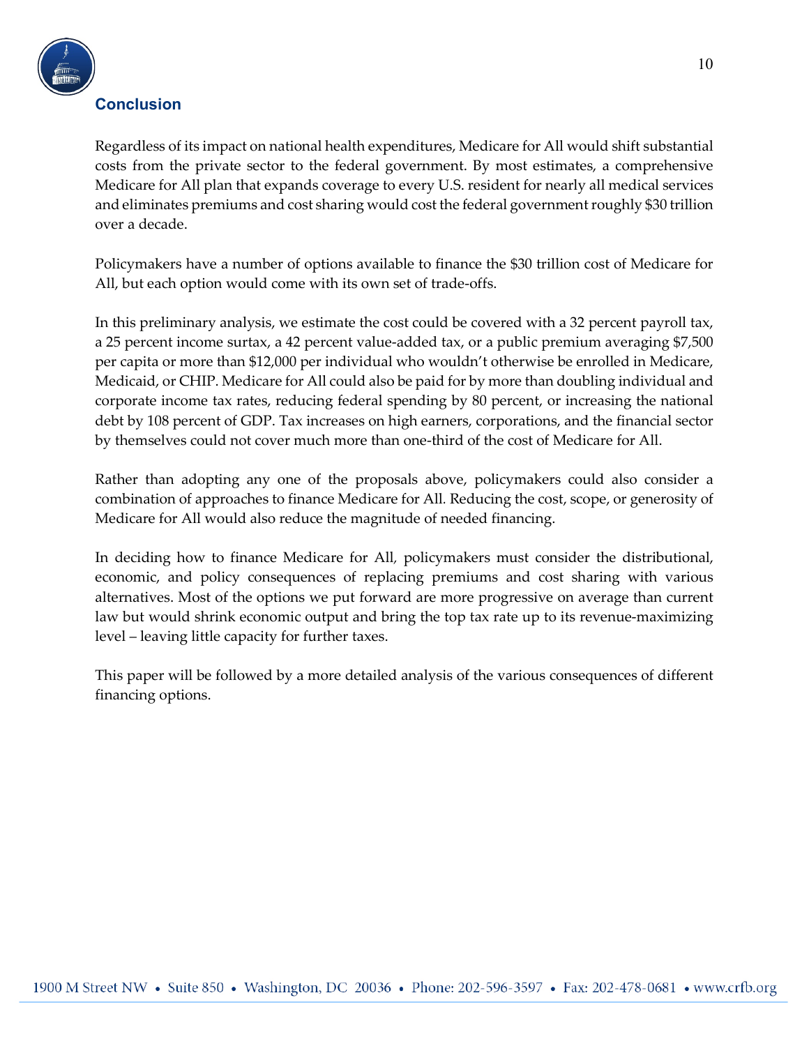## Conclusion

Regardless of its impact on national health expenditures, Medicare for All would shift substantial costs from the private sector to the federal government. By most estimates, a comprehensive Medicare for All plan that expands coverage to every U.S. resident for nearly all medical services and eliminates premiums and cost sharing would cost the federal government roughly $30 trillion over a decade.

Policymakers have a number of options available to finance the $30 trillion cost of Medicare for All, but each option would come with its own set of trade-offs.

In this preliminary analysis, we estimate the cost could be covered with a 32 percent payroll tax, a 25 percent income surtax, a 42 percent value-added tax, or a public premium averaging $7,500 per capita or more than $12,000 per individual who wouldn't otherwise be enrolled in Medicare, Medicaid, or CHIP. Medicare for All could also be paid for by more than doubling individual and corporate income tax rates, reducing federal spending by 80 percent, or increasing the national debt by 108 percent of GDP. Tax increases on high earners, corporations, and the financial sector by themselves could not cover much more than one-third of the cost of Medicare for All.

Rather than adopting any one of the proposals above, policymakers could also consider a combination of approaches to finance Medicare for All. Reducing the cost, scope, or generosity of Medicare for All would also reduce the magnitude of needed financing.

In deciding how to finance Medicare for All, policymakers must consider the distributional, economic, and policy consequences of replacing premiums and cost sharing with various alternatives. Most of the options we put forward are more progressive on average than current law but would shrink economic output and bring the top tax rate up to its revenue-maximizing level – leaving little capacity for further taxes.

This paper will be followed by a more detailed analysis of the various consequences of different financing options.